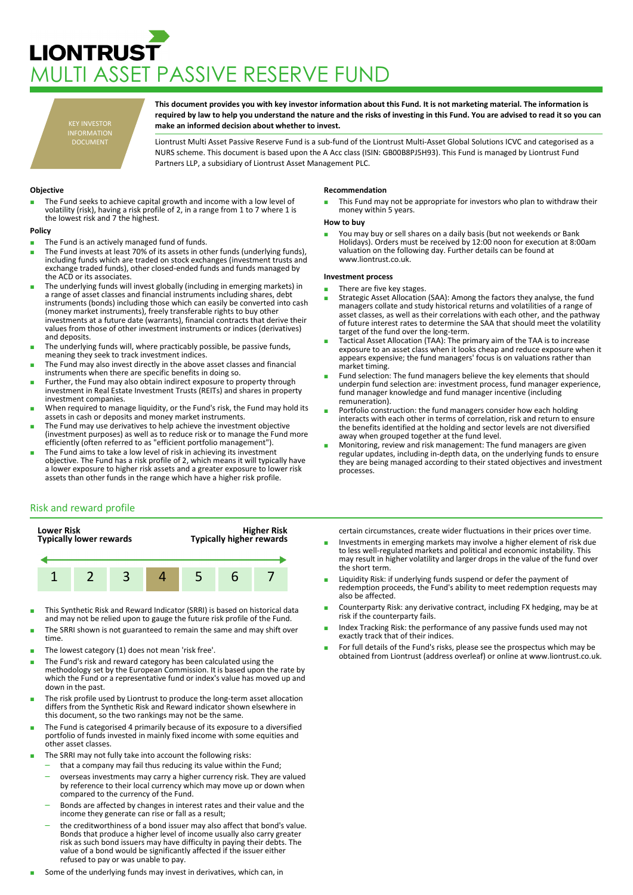# LIONTRUST

# MULTI ASSET PASSIVE RESERVE FUND

KEY INVESTOR INFORMATION DOCUMENT

**This document provides you with key investor information about this Fund. It is not marketing material. The information is required by law to help you understand the nature and the risks of investing in this Fund. You are advised to read it so you can make an informed decision about whether to invest.**

Liontrust Multi Asset Passive Reserve Fund is a sub-fund of the Liontrust Multi-Asset Global Solutions ICVC and categorised as a NURS scheme. This document is based upon the A Acc class (ISIN: GB00B8PJ5H93). This Fund is managed by Liontrust Fund Partners LLP, a subsidiary of Liontrust Asset Management PLC.

### Objective

- The Fund seeks to achieve capital growth and income with a low level of volatility (risk), having a risk profile of 2, in a range from 1 to 7 where 1 is the lowest risk and 7 the highest.

### Policy

- The Fund is an actively managed fund of funds.
- The Fund invests at least 70% of its assets in other funds (underlying funds), including funds which are traded on stock exchanges (investment trusts and exchange traded funds), other closed-ended funds and funds managed by the ACD or its associates.
- The underlying funds will invest globally (including in emerging markets) in a range of asset classes and financial instruments including shares, debt instruments (bonds) including those which can easily be converted into cash (money market instruments), freely transferable rights to buy other investments at a future date (warrants), financial contracts that derive their values from those of other investment instruments or indices (derivatives) and deposits.
- The underlying funds will, where practicably possible, be passive funds, meaning they seek to track investment indices.
- The Fund may also invest directly in the above asset classes and financial instruments when there are specific benefits in doing so.
- Further, the Fund may also obtain indirect exposure to property through investment in Real Estate Investment Trusts (REITs) and shares in property investment companies.
- When required to manage liquidity, or the Fund's risk, the Fund may hold its assets in cash or deposits and money market instruments.
- The Fund may use derivatives to help achieve the investment objective (investment purposes) as well as to reduce risk or to manage the Fund more efficiently (often referred to as "efficient portfolio management").
- The Fund aims to take a low level of risk in achieving its investment objective. The Fund has a risk profile of 2, which means it will typically have a lower exposure to higher risk assets and a greater exposure to lower risk assets than other funds in the range which have a higher risk profile.

### Recommendation

- This Fund may not be appropriate for investors who plan to withdraw their money within 5 years.

### How to buy

- You may buy or sell shares on a daily basis (but not weekends or Bank Holidays). Orders must be received by 12:00 noon for execution at 8:00am valuation on the following day. Further details can be found at www.liontrust.co.uk.

### Investment process

- There are five key stages.
- Strategic Asset Allocation (SAA): Among the factors they analyse, the fund managers collate and study historical returns and volatilities of a range of asset classes, as well as their correlations with each other, and the pathway of future interest rates to determine the SAA that should meet the volatility target of the fund over the long-term.
- Tactical Asset Allocation (TAA): The primary aim of the TAA is to increase exposure to an asset class when it looks cheap and reduce exposure when it appears expensive; the fund managers' focus is on valuations rather than market timing.
- Fund selection: The fund managers believe the key elements that should underpin fund selection are: investment process, fund manager experience, fund manager knowledge and fund manager incentive (including remuneration).
- Portfolio construction: the fund managers consider how each holding interacts with each other in terms of correlation, risk and return to ensure the benefits identified at the holding and sector levels are not diversified away when grouped together at the fund level.
- Monitoring, review and risk management: The fund managers are given regular updates, including in-depth data, on the underlying funds to ensure they are being managed according to their stated objectives and investment processes.

## Risk and reward profile

| **Lower Risk**<br>**Typically lower rewards** | | | | | | **Higher Risk**<br>**Typically higher rewards** |
|---|---|---|---|---|---|---|
| 1 | 2 | 3 | **4** | 5 | 6 | 7 |

- This Synthetic Risk and Reward Indicator (SRRI) is based on historical data and may not be relied upon to gauge the future risk profile of the Fund.
- The SRRI shown is not guaranteed to remain the same and may shift over time.
- The lowest category (1) does not mean 'risk free'.
- The Fund's risk and reward category has been calculated using the methodology set by the European Commission. It is based upon the rate by which the Fund or a representative fund or index's value has moved up and down in the past.
- The risk profile used by Liontrust to produce the long-term asset allocation differs from the Synthetic Risk and Reward indicator shown elsewhere in this document, so the two rankings may not be the same.
- The Fund is categorised 4 primarily because of its exposure to a diversified portfolio of funds invested in mainly fixed income with some equities and other asset classes.
- The SRRI may not fully take into account the following risks:
  - that a company may fail thus reducing its value within the Fund;
  - overseas investments may carry a higher currency risk. They are valued by reference to their local currency which may move up or down when compared to the currency of the Fund.
  - Bonds are affected by changes in interest rates and their value and the income they generate can rise or fall as a result;
  - the creditworthiness of a bond issuer may also affect that bond's value. Bonds that produce a higher level of income usually also carry greater risk as such bond issuers may have difficulty in paying their debts. The value of a bond would be significantly affected if the issuer either refused to pay or was unable to pay.
- Some of the underlying funds may invest in derivatives, which can, in certain circumstances, create wider fluctuations in their prices over time.
- Investments in emerging markets may involve a higher element of risk due to less well-regulated markets and political and economic instability. This may result in higher volatility and larger drops in the value of the fund over the short term.
- Liquidity Risk: if underlying funds suspend or defer the payment of redemption proceeds, the Fund's ability to meet redemption requests may also be affected.
- Counterparty Risk: any derivative contract, including FX hedging, may be at risk if the counterparty fails.
- Index Tracking Risk: the performance of any passive funds used may not exactly track that of their indices.
- For full details of the Fund's risks, please see the prospectus which may be obtained from Liontrust (address overleaf) or online at www.liontrust.co.uk.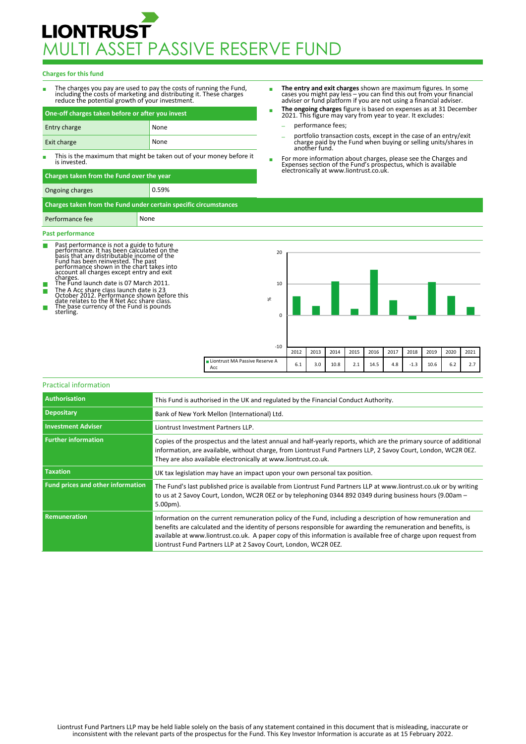# LIONTRUST

# MULTI ASSET PASSIVE RESERVE FUND

## Charges for this fund

- The charges you pay are used to pay the costs of running the Fund, including the costs of marketing and distributing it. These charges reduce the potential growth of your investment.

| One-off charges taken before or after you invest | |
|---|---|
| Entry charge | None |
| Exit charge | None |

- This is the maximum that might be taken out of your money before it is invested.

| Charges taken from the Fund over the year | |
|---|---|
| Ongoing charges | 0.59% |

- **The entry and exit charges** shown are maximum figures. In some cases you might pay less – you can find this out from your financial adviser or fund platform if you are not using a financial adviser.
- **The ongoing charges** figure is based on expenses as at 31 December 2021. This figure may vary from year to year. It excludes:
  - performance fees;
  - portfolio transaction costs, except in the case of an entry/exit charge paid by the Fund when buying or selling units/shares in another fund.
- For more information about charges, please see the Charges and Expenses section of the Fund's prospectus, which is available electronically at www.liontrust.co.uk.

| Charges taken from the Fund under certain specific circumstances | |
|---|---|
| Performance fee | None |

## Past performance

- Past performance is not a guide to future performance. It has been calculated on the basis that any distributable income of the Fund has been reinvested. The past performance shown in the chart takes into account all charges except entry and exit charges.
- The Fund launch date is 07 March 2011.
- The A Acc share class launch date is 23 October 2012. Performance shown before this date relates to the R Net Acc share class.
- The base currency of the Fund is pounds sterling.

20
10
0
-10
%

2012 2013 2014 2015 2016 2017 2018 2019 2020 2021

Liontrust MA Passive Reserve A Acc: 6.1 3.0 10.8 2.1 14.5 4.8 -1.3 10.6 6.2 2.7

## Practical information

| | |
|---|---|
| **Authorisation** | This Fund is authorised in the UK and regulated by the Financial Conduct Authority. |
| **Depositary** | Bank of New York Mellon (International) Ltd. |
| **Investment Adviser** | Liontrust Investment Partners LLP. |
| **Further information** | Copies of the prospectus and the latest annual and half-yearly reports, which are the primary source of additional information, are available, without charge, from Liontrust Fund Partners LLP, 2 Savoy Court, London, WC2R 0EZ. They are also available electronically at www.liontrust.co.uk. |
| **Taxation** | UK tax legislation may have an impact upon your own personal tax position. |
| **Fund prices and other information** | The Fund's last published price is available from Liontrust Fund Partners LLP at www.liontrust.co.uk or by writing to us at 2 Savoy Court, London, WC2R 0EZ or by telephoning 0344 892 0349 during business hours (9.00am – 5.00pm). |
| **Remuneration** | Information on the current remuneration policy of the Fund, including a description of how remuneration and benefits are calculated and the identity of persons responsible for awarding the remuneration and benefits, is available at www.liontrust.co.uk. A paper copy of this information is available free of charge upon request from Liontrust Fund Partners LLP at 2 Savoy Court, London, WC2R 0EZ. |

Liontrust Fund Partners LLP may be held liable solely on the basis of any statement contained in this document that is misleading, inaccurate or inconsistent with the relevant parts of the prospectus for the Fund. This Key Investor Information is accurate as at 15 February 2022.